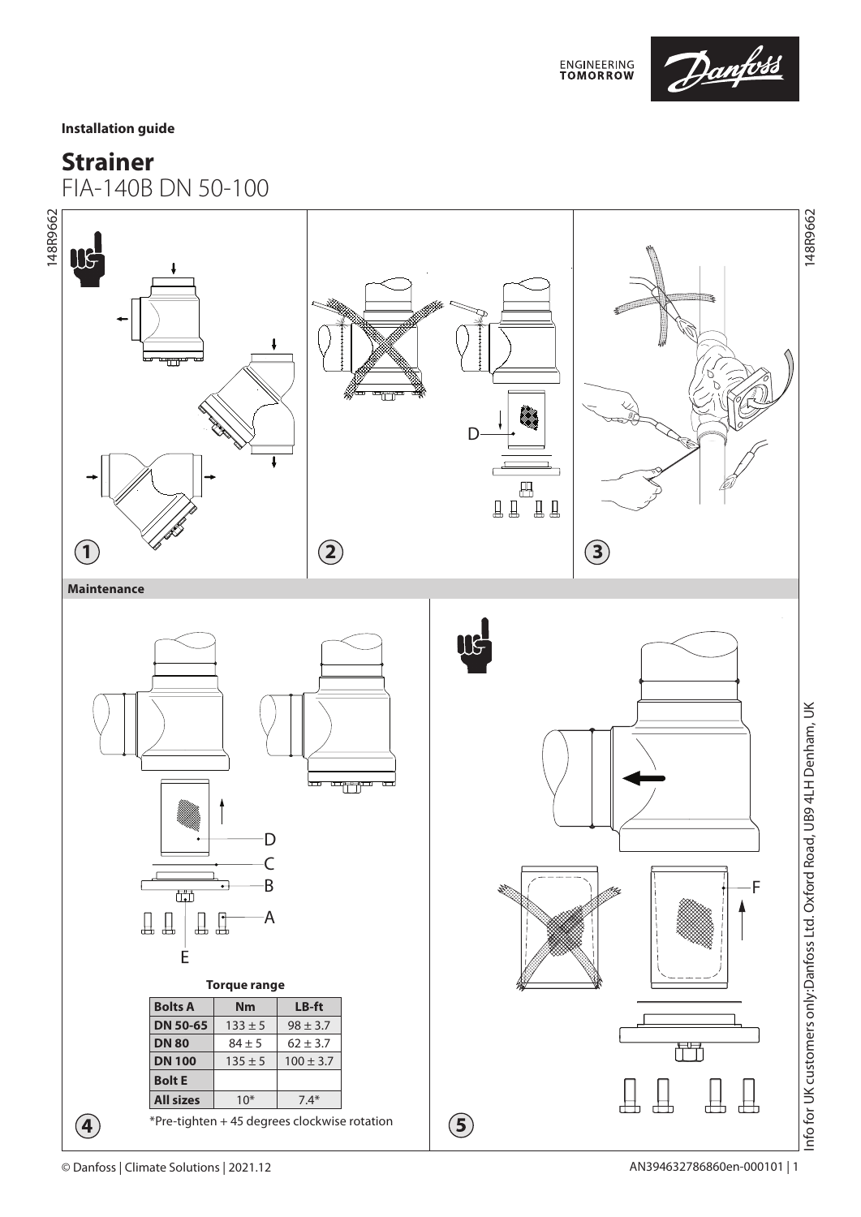Installation guide

# Strainer

FIA-140B DN 50-100

1

2

D

3

## Maintenance

D

C

B

A

E

**Torque range**

| Bolts A | Nm | LB-ft |
|---|---|---|
| DN 50-65 | 133 ± 5 | 98 ± 3.7 |
| DN 80 | 84 ± 5 | 62 ± 3.7 |
| DN 100 | 135 ± 5 | 100 ± 3.7 |
| Bolt E | | |
| All sizes | 10* | 7.4* |

*Pre-tighten + 45 degrees clockwise rotation

4

F

5

Info for UK customers only:Danfoss Ltd. Oxford Road, UB9 4LH Denham, UK

© Danfoss | Climate Solutions | 2021.12

AN394632786860en-000101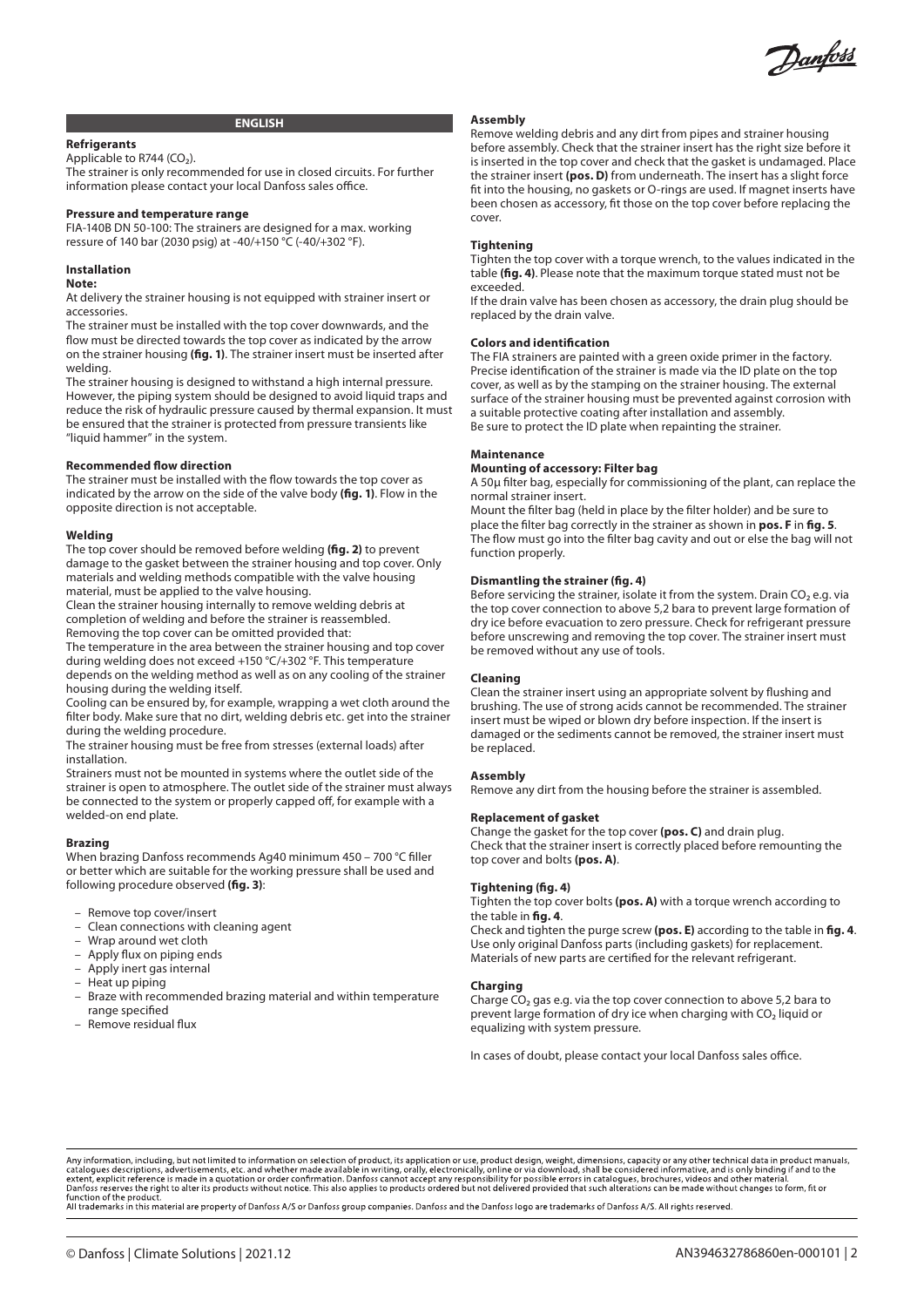## ENGLISH

### Refrigerants

Applicable to R744 ($CO_2$).

The strainer is only recommended for use in closed circuits. For further information please contact your local Danfoss sales office.

### Pressure and temperature range

FIA-140B DN 50-100: The strainers are designed for a max. working ressure of 140 bar (2030 psig) at -40/+150 °C (-40/+302 °F).

### Installation

**Note:**

At delivery the strainer housing is not equipped with strainer insert or accessories.

The strainer must be installed with the top cover downwards, and the flow must be directed towards the top cover as indicated by the arrow on the strainer housing **(fig. 1)**. The strainer insert must be inserted after welding.

The strainer housing is designed to withstand a high internal pressure. However, the piping system should be designed to avoid liquid traps and reduce the risk of hydraulic pressure caused by thermal expansion. It must be ensured that the strainer is protected from pressure transients like "liquid hammer" in the system.

### Recommended flow direction

The strainer must be installed with the flow towards the top cover as indicated by the arrow on the side of the valve body **(fig. 1)**. Flow in the opposite direction is not acceptable.

### Welding

The top cover should be removed before welding **(fig. 2)** to prevent damage to the gasket between the strainer housing and top cover. Only materials and welding methods compatible with the valve housing material, must be applied to the valve housing.

Clean the strainer housing internally to remove welding debris at completion of welding and before the strainer is reassembled.

Removing the top cover can be omitted provided that:

The temperature in the area between the strainer housing and top cover during welding does not exceed +150 °C/+302 °F. This temperature depends on the welding method as well as on any cooling of the strainer housing during the welding itself.

Cooling can be ensured by, for example, wrapping a wet cloth around the filter body. Make sure that no dirt, welding debris etc. get into the strainer during the welding procedure.

The strainer housing must be free from stresses (external loads) after installation.

Strainers must not be mounted in systems where the outlet side of the strainer is open to atmosphere. The outlet side of the strainer must always be connected to the system or properly capped off, for example with a welded-on end plate.

### Brazing

When brazing Danfoss recommends Ag40 minimum 450 – 700 °C filler or better which are suitable for the working pressure shall be used and following procedure observed **(fig. 3)**:

- Remove top cover/insert
- Clean connections with cleaning agent
- Wrap around wet cloth
- Apply flux on piping ends
- Apply inert gas internal
- Heat up piping
- Braze with recommended brazing material and within temperature range specified
- Remove residual flux

### Assembly

Remove welding debris and any dirt from pipes and strainer housing before assembly. Check that the strainer insert has the right size before it is inserted in the top cover and check that the gasket is undamaged. Place the strainer insert **(pos. D)** from underneath. The insert has a slight force fit into the housing, no gaskets or O-rings are used. If magnet inserts have been chosen as accessory, fit those on the top cover before replacing the cover.

### Tightening

Tighten the top cover with a torque wrench, to the values indicated in the table **(fig. 4)**. Please note that the maximum torque stated must not be exceeded.

If the drain valve has been chosen as accessory, the drain plug should be replaced by the drain valve.

### Colors and identification

The FIA strainers are painted with a green oxide primer in the factory. Precise identification of the strainer is made via the ID plate on the top cover, as well as by the stamping on the strainer housing. The external surface of the strainer housing must be prevented against corrosion with a suitable protective coating after installation and assembly.

Be sure to protect the ID plate when repainting the strainer.

### Maintenance

**Mounting of accessory: Filter bag**

A 50μ filter bag, especially for commissioning of the plant, can replace the normal strainer insert.

Mount the filter bag (held in place by the filter holder) and be sure to place the filter bag correctly in the strainer as shown in **pos. F** in **fig. 5**. The flow must go into the filter bag cavity and out or else the bag will not function properly.

### Dismantling the strainer (fig. 4)

Before servicing the strainer, isolate it from the system. Drain $CO_2$ e.g. via the top cover connection to above 5,2 bara to prevent large formation of dry ice before evacuation to zero pressure. Check for refrigerant pressure before unscrewing and removing the top cover. The strainer insert must be removed without any use of tools.

### Cleaning

Clean the strainer insert using an appropriate solvent by flushing and brushing. The use of strong acids cannot be recommended. The strainer insert must be wiped or blown dry before inspection. If the insert is damaged or the sediments cannot be removed, the strainer insert must be replaced.

### Assembly

Remove any dirt from the housing before the strainer is assembled.

### Replacement of gasket

Change the gasket for the top cover **(pos. C)** and drain plug.

Check that the strainer insert is correctly placed before remounting the top cover and bolts **(pos. A)**.

### Tightening (fig. 4)

Tighten the top cover bolts **(pos. A)** with a torque wrench according to the table in **fig. 4**.

Check and tighten the purge screw **(pos. E)** according to the table in **fig. 4**.

Use only original Danfoss parts (including gaskets) for replacement. Materials of new parts are certified for the relevant refrigerant.

### Charging

Charge $CO_2$ gas e.g. via the top cover connection to above 5,2 bara to prevent large formation of dry ice when charging with $CO_2$ liquid or equalizing with system pressure.

In cases of doubt, please contact your local Danfoss sales office.

---

Any information, including, but not limited to information on selection of product, its application or use, product design, weight, dimensions, capacity or any other technical data in product manuals, catalogues descriptions, advertisements, etc. and whether made available in writing, orally, electronically, online or via download, shall be considered informative, and is only binding if and to the extent, explicit reference is made in a quotation or order confirmation. Danfoss cannot accept any responsibility for possible errors in catalogues, brochures, videos and other material. Danfoss reserves the right to alter its products without notice. This also applies to products ordered but not delivered provided that such alterations can be made without changes to form, fit or function of the product.
All trademarks in this material are property of Danfoss A/S or Danfoss group companies. Danfoss and the Danfoss logo are trademarks of Danfoss A/S. All rights reserved.

© Danfoss | Climate Solutions | 2021.12 AN394632786860en-000101